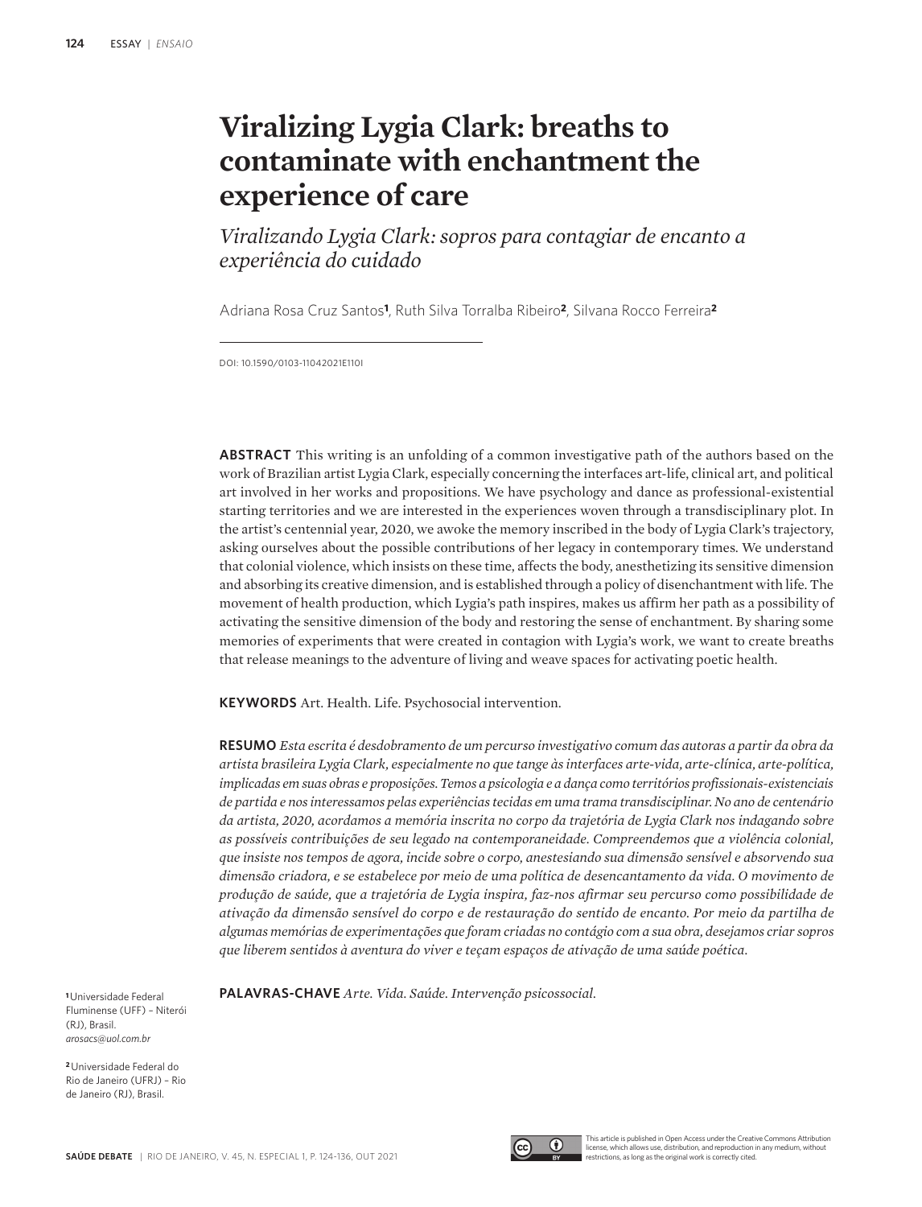# Viralizing Lygia Clark: breaths to contaminate with enchantment the experience of care

*Viralizando Lygia Clark: sopros para contagiar de encanto a experiência do cuidado*

Adriana Rosa Cruz Santos[1], Ruth Silva Torralba Ribeiro[2], Silvana Rocco Ferreira[2]

DOI: 10.1590/0103-11042021E110I

**ABSTRACT** This writing is an unfolding of a common investigative path of the authors based on the work of Brazilian artist Lygia Clark, especially concerning the interfaces art-life, clinical art, and political art involved in her works and propositions. We have psychology and dance as professional-existential starting territories and we are interested in the experiences woven through a transdisciplinary plot. In the artist's centennial year, 2020, we awoke the memory inscribed in the body of Lygia Clark's trajectory, asking ourselves about the possible contributions of her legacy in contemporary times. We understand that colonial violence, which insists on these time, affects the body, anesthetizing its sensitive dimension and absorbing its creative dimension, and is established through a policy of disenchantment with life. The movement of health production, which Lygia's path inspires, makes us affirm her path as a possibility of activating the sensitive dimension of the body and restoring the sense of enchantment. By sharing some memories of experiments that were created in contagion with Lygia's work, we want to create breaths that release meanings to the adventure of living and weave spaces for activating poetic health.

**KEYWORDS** Art. Health. Life. Psychosocial intervention.

**RESUMO** *Esta escrita é desdobramento de um percurso investigativo comum das autoras a partir da obra da artista brasileira Lygia Clark, especialmente no que tange às interfaces arte-vida, arte-clínica, arte-política, implicadas em suas obras e proposições. Temos a psicologia e a dança como territórios profissionais-existenciais de partida e nos interessamos pelas experiências tecidas em uma trama transdisciplinar. No ano de centenário da artista, 2020, acordamos a memória inscrita no corpo da trajetória de Lygia Clark nos indagando sobre as possíveis contribuições de seu legado na contemporaneidade. Compreendemos que a violência colonial, que insiste nos tempos de agora, incide sobre o corpo, anestesiando sua dimensão sensível e absorvendo sua dimensão criadora, e se estabelece por meio de uma política de desencantamento da vida. O movimento de produção de saúde, que a trajetória de Lygia inspira, faz-nos afirmar seu percurso como possibilidade de ativação da dimensão sensível do corpo e de restauração do sentido de encanto. Por meio da partilha de algumas memórias de experimentações que foram criadas no contágio com a sua obra, desejamos criar sopros que liberem sentidos à aventura do viver e teçam espaços de ativação de uma saúde poética.*

**PALAVRAS-CHAVE** *Arte. Vida. Saúde. Intervenção psicossocial.*

[1] Universidade Federal Fluminense (UFF) – Niterói (RJ), Brasil.
*arosacs@uol.com.br*

[2] Universidade Federal do Rio de Janeiro (UFRJ) – Rio de Janeiro (RJ), Brasil.

This article is published in Open Access under the Creative Commons Attribution license, which allows use, distribution, and reproduction in any medium, without restrictions, as long as the original work is correctly cited.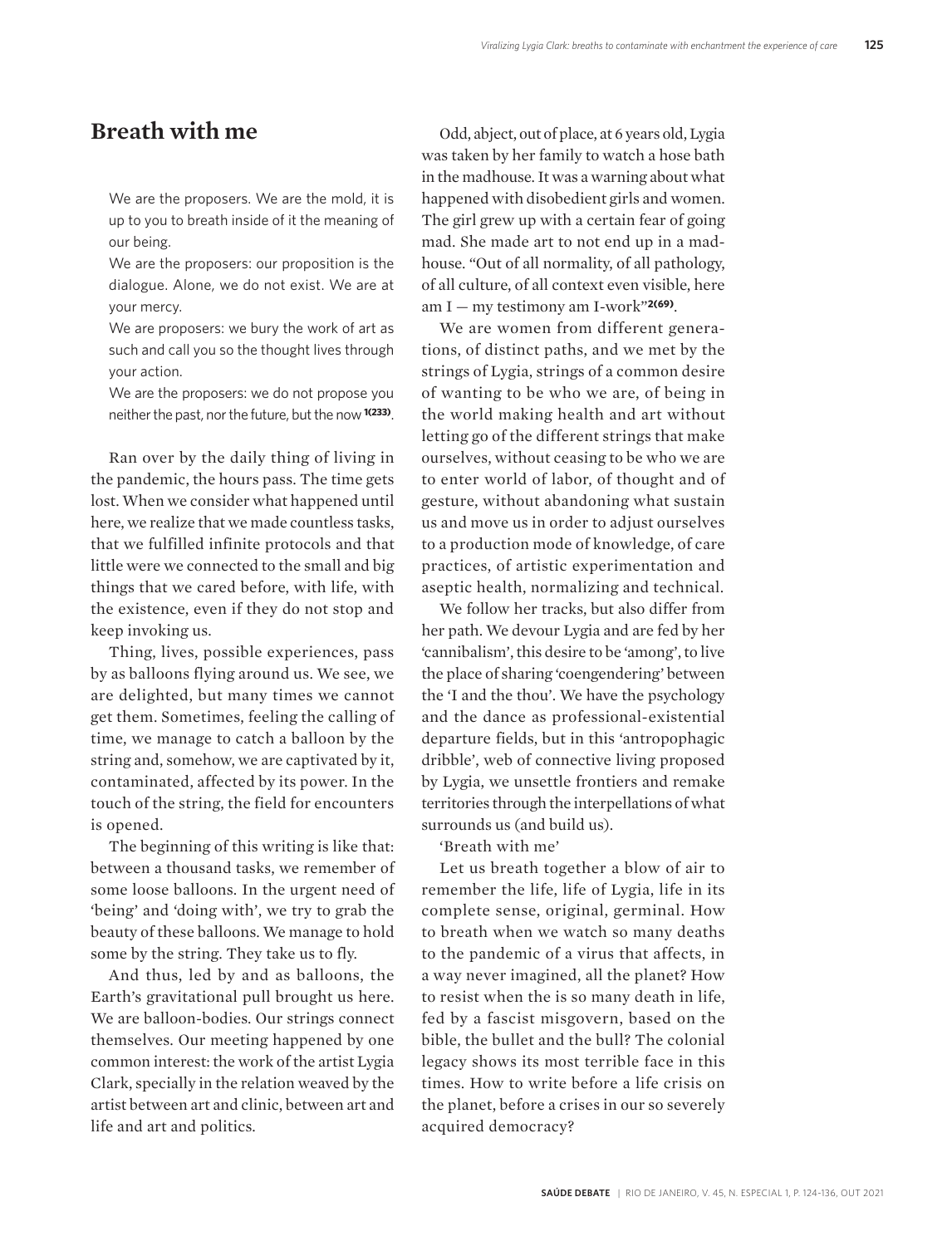## Breath with me

> We are the proposers. We are the mold, it is up to you to breath inside of it the meaning of our being.
>
> We are the proposers: our proposition is the dialogue. Alone, we do not exist. We are at your mercy.
>
> We are proposers: we bury the work of art as such and call you so the thought lives through your action.
>
> We are the proposers: we do not propose you neither the past, nor the future, but the now [1(233)].

Ran over by the daily thing of living in the pandemic, the hours pass. The time gets lost. When we consider what happened until here, we realize that we made countless tasks, that we fulfilled infinite protocols and that little were we connected to the small and big things that we cared before, with life, with the existence, even if they do not stop and keep invoking us.

Thing, lives, possible experiences, pass by as balloons flying around us. We see, we are delighted, but many times we cannot get them. Sometimes, feeling the calling of time, we manage to catch a balloon by the string and, somehow, we are captivated by it, contaminated, affected by its power. In the touch of the string, the field for encounters is opened.

The beginning of this writing is like that: between a thousand tasks, we remember of some loose balloons. In the urgent need of 'being' and 'doing with', we try to grab the beauty of these balloons. We manage to hold some by the string. They take us to fly.

And thus, led by and as balloons, the Earth's gravitational pull brought us here. We are balloon-bodies. Our strings connect themselves. Our meeting happened by one common interest: the work of the artist Lygia Clark, specially in the relation weaved by the artist between art and clinic, between art and life and art and politics.

Odd, abject, out of place, at 6 years old, Lygia was taken by her family to watch a hose bath in the madhouse. It was a warning about what happened with disobedient girls and women. The girl grew up with a certain fear of going mad. She made art to not end up in a madhouse. "Out of all normality, of all pathology, of all culture, of all context even visible, here am I — my testimony am I-work"[2(69)].

We are women from different generations, of distinct paths, and we met by the strings of Lygia, strings of a common desire of wanting to be who we are, of being in the world making health and art without letting go of the different strings that make ourselves, without ceasing to be who we are to enter world of labor, of thought and of gesture, without abandoning what sustain us and move us in order to adjust ourselves to a production mode of knowledge, of care practices, of artistic experimentation and aseptic health, normalizing and technical.

We follow her tracks, but also differ from her path. We devour Lygia and are fed by her 'cannibalism', this desire to be 'among', to live the place of sharing 'coengendering' between the 'I and the thou'. We have the psychology and the dance as professional-existential departure fields, but in this 'antropophagic dribble', web of connective living proposed by Lygia, we unsettle frontiers and remake territories through the interpellations of what surrounds us (and build us).

'Breath with me'

Let us breath together a blow of air to remember the life, life of Lygia, life in its complete sense, original, germinal. How to breath when we watch so many deaths to the pandemic of a virus that affects, in a way never imagined, all the planet? How to resist when the is so many death in life, fed by a fascist misgovern, based on the bible, the bullet and the bull? The colonial legacy shows its most terrible face in this times. How to write before a life crisis on the planet, before a crises in our so severely acquired democracy?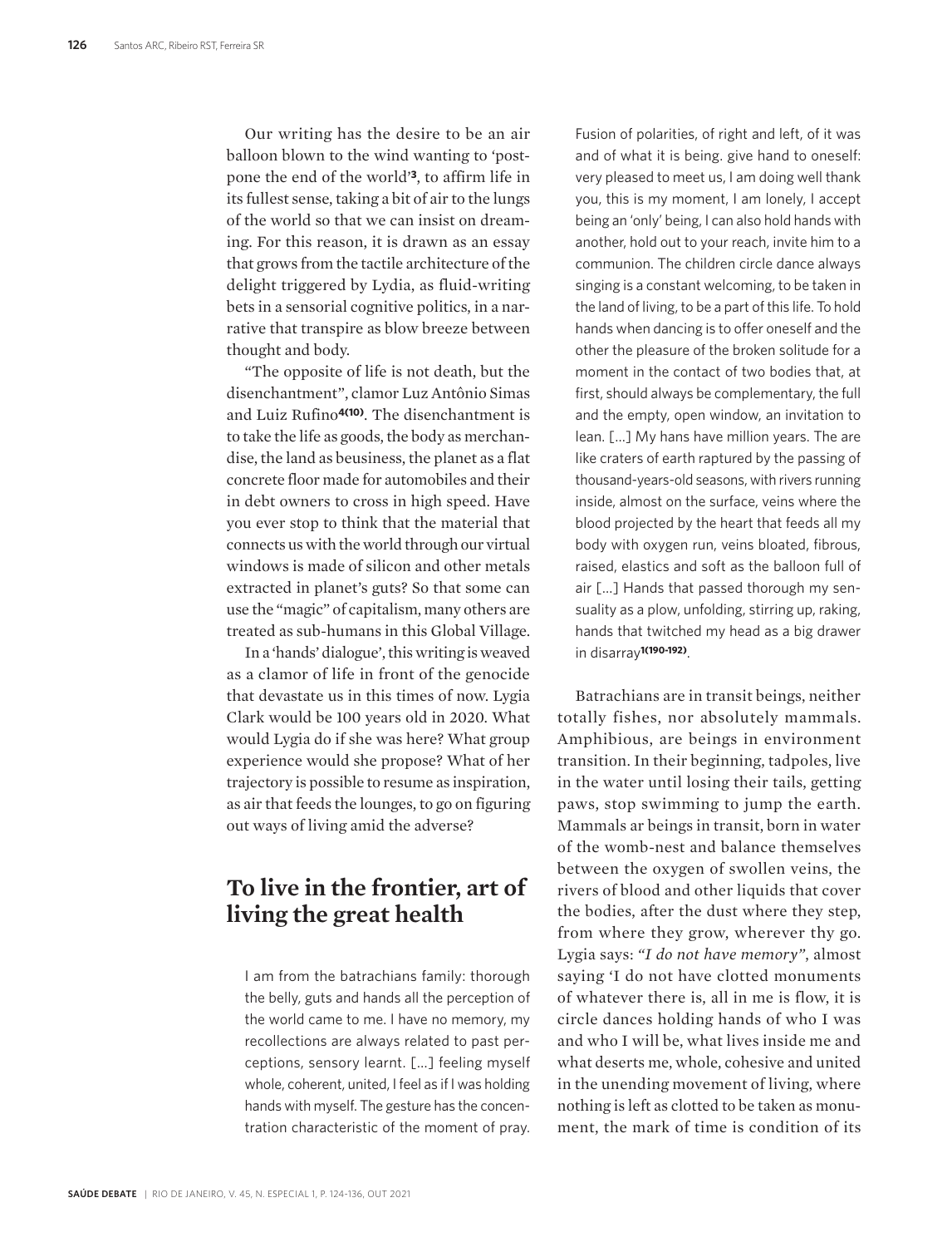Our writing has the desire to be an air balloon blown to the wind wanting to 'postpone the end of the world'[3], to affirm life in its fullest sense, taking a bit of air to the lungs of the world so that we can insist on dreaming. For this reason, it is drawn as an essay that grows from the tactile architecture of the delight triggered by Lydia, as fluid-writing bets in a sensorial cognitive politics, in a narrative that transpire as blow breeze between thought and body.

"The opposite of life is not death, but the disenchantment", clamor Luz Antônio Simas and Luiz Rufino[4(10)]. The disenchantment is to take the life as goods, the body as merchandise, the land as beusiness, the planet as a flat concrete floor made for automobiles and their in debt owners to cross in high speed. Have you ever stop to think that the material that connects us with the world through our virtual windows is made of silicon and other metals extracted in planet's guts? So that some can use the "magic" of capitalism, many others are treated as sub-humans in this Global Village.

In a 'hands' dialogue', this writing is weaved as a clamor of life in front of the genocide that devastate us in this times of now. Lygia Clark would be 100 years old in 2020. What would Lygia do if she was here? What group experience would she propose? What of her trajectory is possible to resume as inspiration, as air that feeds the lounges, to go on figuring out ways of living amid the adverse?

## To live in the frontier, art of living the great health

> I am from the batrachians family: thorough the belly, guts and hands all the perception of the world came to me. I have no memory, my recollections are always related to past perceptions, sensory learnt. [...] feeling myself whole, coherent, united, I feel as if I was holding hands with myself. The gesture has the concentration characteristic of the moment of pray. Fusion of polarities, of right and left, of it was and of what it is being. give hand to oneself: very pleased to meet us, I am doing well thank you, this is my moment, I am lonely, I accept being an 'only' being, I can also hold hands with another, hold out to your reach, invite him to a communion. The children circle dance always singing is a constant welcoming, to be taken in the land of living, to be a part of this life. To hold hands when dancing is to offer oneself and the other the pleasure of the broken solitude for a moment in the contact of two bodies that, at first, should always be complementary, the full and the empty, open window, an invitation to lean. [...] My hans have million years. The are like craters of earth raptured by the passing of thousand-years-old seasons, with rivers running inside, almost on the surface, veins where the blood projected by the heart that feeds all my body with oxygen run, veins bloated, fibrous, raised, elastics and soft as the balloon full of air [...] Hands that passed thorough my sensuality as a plow, unfolding, stirring up, raking, hands that twitched my head as a big drawer in disarray[1(190-192)].

Batrachians are in transit beings, neither totally fishes, nor absolutely mammals. Amphibious, are beings in environment transition. In their beginning, tadpoles, live in the water until losing their tails, getting paws, stop swimming to jump the earth. Mammals ar beings in transit, born in water of the womb-nest and balance themselves between the oxygen of swollen veins, the rivers of blood and other liquids that cover the bodies, after the dust where they step, from where they grow, wherever thy go. Lygia says: *"I do not have memory"*, almost saying 'I do not have clotted monuments of whatever there is, all in me is flow, it is circle dances holding hands of who I was and who I will be, what lives inside me and what deserts me, whole, cohesive and united in the unending movement of living, where nothing is left as clotted to be taken as monument, the mark of time is condition of its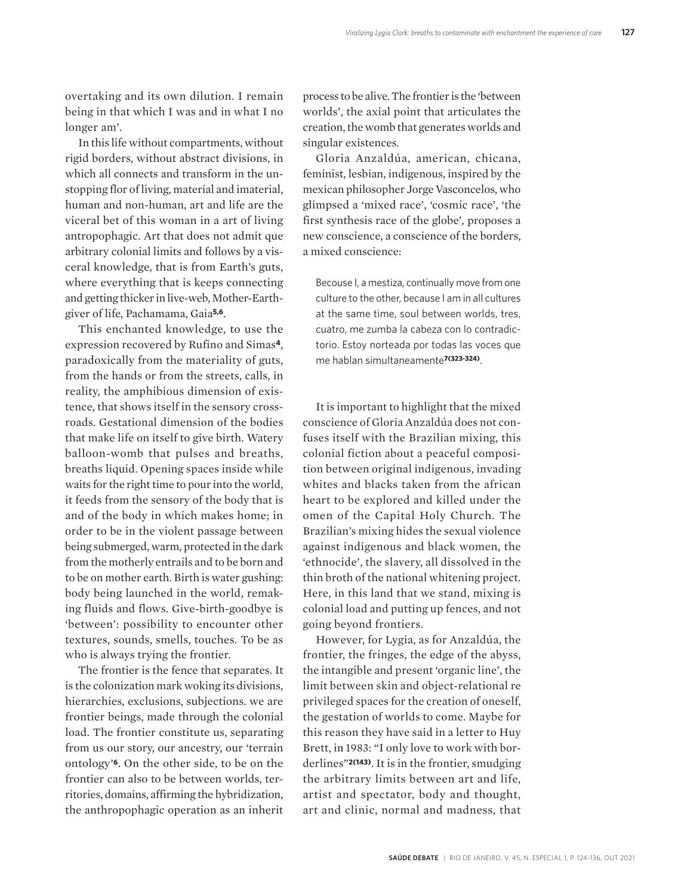overtaking and its own dilution. I remain being in that which I was and in what I no longer am'.

In this life without compartments, without rigid borders, without abstract divisions, in which all connects and transform in the unstopping flor of living, material and imaterial, human and non-human, art and life are the viceral bet of this woman in a art of living antropophagic. Art that does not admit que arbitrary colonial limits and follows by a visceral knowledge, that is from Earth's guts, where everything that is keeps connecting and getting thicker in live-web, Mother-Earth-giver of life, Pachamama, Gaia[5,6].

This enchanted knowledge, to use the expression recovered by Rufino and Simas[4], paradoxically from the materiality of guts, from the hands or from the streets, calls, in reality, the amphibious dimension of existence, that shows itself in the sensory crossroads. Gestational dimension of the bodies that make life on itself to give birth. Watery balloon-womb that pulses and breaths, breaths liquid. Opening spaces inside while waits for the right time to pour into the world, it feeds from the sensory of the body that is and of the body in which makes home; in order to be in the violent passage between being submerged, warm, protected in the dark from the motherly entrails and to be born and to be on mother earth. Birth is water gushing: body being launched in the world, remaking fluids and flows. Give-birth-goodbye is 'between': possibility to encounter other textures, sounds, smells, touches. To be as who is always trying the frontier.

The frontier is the fence that separates. It is the colonization mark woking its divisions, hierarchies, exclusions, subjections. we are frontier beings, made through the colonial load. The frontier constitute us, separating from us our story, our ancestry, our 'terrain ontology'[6]. On the other side, to be on the frontier can also to be between worlds, territories, domains, affirming the hybridization, the anthropophagic operation as an inherit process to be alive. The frontier is the 'between worlds', the axial point that articulates the creation, the womb that generates worlds and singular existences.

Gloria Anzaldúa, american, chicana, feminist, lesbian, indigenous, inspired by the mexican philosopher Jorge Vasconcelos, who glimpsed a 'mixed race', 'cosmic race', 'the first synthesis race of the globe', proposes a new conscience, a conscience of the borders, a mixed conscience:

> Becouse I, a mestiza, continually move from one culture to the other, because I am in all cultures at the same time, soul between worlds, tres, cuatro, me zumba la cabeza con lo contradictorio. Estoy norteada por todas las voces que me hablan simultaneamente[7(323-324)].

It is important to highlight that the mixed conscience of Gloria Anzaldúa does not confuses itself with the Brazilian mixing, this colonial fiction about a peaceful composition between original indigenous, invading whites and blacks taken from the african heart to be explored and killed under the omen of the Capital Holy Church. The Brazilian's mixing hides the sexual violence against indigenous and black women, the 'ethnocide', the slavery, all dissolved in the thin broth of the national whitening project. Here, in this land that we stand, mixing is colonial load and putting up fences, and not going beyond frontiers.

However, for Lygia, as for Anzaldúa, the frontier, the fringes, the edge of the abyss, the intangible and present 'organic line', the limit between skin and object-relational re privileged spaces for the creation of oneself, the gestation of worlds to come. Maybe for this reason they have said in a letter to Huy Brett, in 1983: "I only love to work with borderlines"[2(143)]. It is in the frontier, smudging the arbitrary limits between art and life, artist and spectator, body and thought, art and clinic, normal and madness, that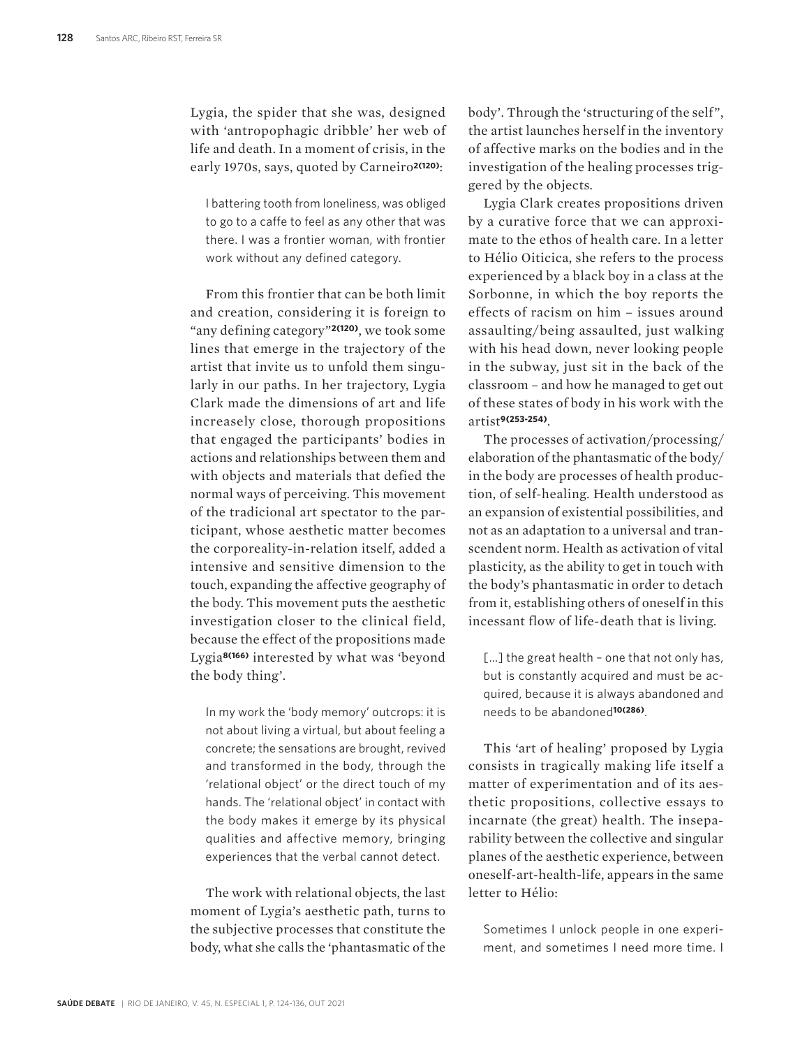Lygia, the spider that she was, designed with 'antropophagic dribble' her web of life and death. In a moment of crisis, in the early 1970s, says, quoted by Carneiro[2(120)]:

> I battering tooth from loneliness, was obliged to go to a caffe to feel as any other that was there. I was a frontier woman, with frontier work without any defined category.

From this frontier that can be both limit and creation, considering it is foreign to "any defining category"[2(120)], we took some lines that emerge in the trajectory of the artist that invite us to unfold them singularly in our paths. In her trajectory, Lygia Clark made the dimensions of art and life increasely close, thorough propositions that engaged the participants' bodies in actions and relationships between them and with objects and materials that defied the normal ways of perceiving. This movement of the tradicional art spectator to the participant, whose aesthetic matter becomes the corporeality-in-relation itself, added a intensive and sensitive dimension to the touch, expanding the affective geography of the body. This movement puts the aesthetic investigation closer to the clinical field, because the effect of the propositions made Lygia[8(166)] interested by what was 'beyond the body thing'.

> In my work the 'body memory' outcrops: it is not about living a virtual, but about feeling a concrete; the sensations are brought, revived and transformed in the body, through the 'relational object' or the direct touch of my hands. The 'relational object' in contact with the body makes it emerge by its physical qualities and affective memory, bringing experiences that the verbal cannot detect.

The work with relational objects, the last moment of Lygia's aesthetic path, turns to the subjective processes that constitute the body, what she calls the 'phantasmatic of the body'. Through the 'structuring of the self", the artist launches herself in the inventory of affective marks on the bodies and in the investigation of the healing processes triggered by the objects.

Lygia Clark creates propositions driven by a curative force that we can approximate to the ethos of health care. In a letter to Hélio Oiticica, she refers to the process experienced by a black boy in a class at the Sorbonne, in which the boy reports the effects of racism on him – issues around assaulting/being assaulted, just walking with his head down, never looking people in the subway, just sit in the back of the classroom – and how he managed to get out of these states of body in his work with the artist[9(253-254)].

The processes of activation/processing/elaboration of the phantasmatic of the body/in the body are processes of health production, of self-healing. Health understood as an expansion of existential possibilities, and not as an adaptation to a universal and transcendent norm. Health as activation of vital plasticity, as the ability to get in touch with the body's phantasmatic in order to detach from it, establishing others of oneself in this incessant flow of life-death that is living.

> [...] the great health – one that not only has, but is constantly acquired and must be acquired, because it is always abandoned and needs to be abandoned[10(286)].

This 'art of healing' proposed by Lygia consists in tragically making life itself a matter of experimentation and of its aesthetic propositions, collective essays to incarnate (the great) health. The inseparability between the collective and singular planes of the aesthetic experience, between oneself-art-health-life, appears in the same letter to Hélio:

> Sometimes I unlock people in one experiment, and sometimes I need more time. I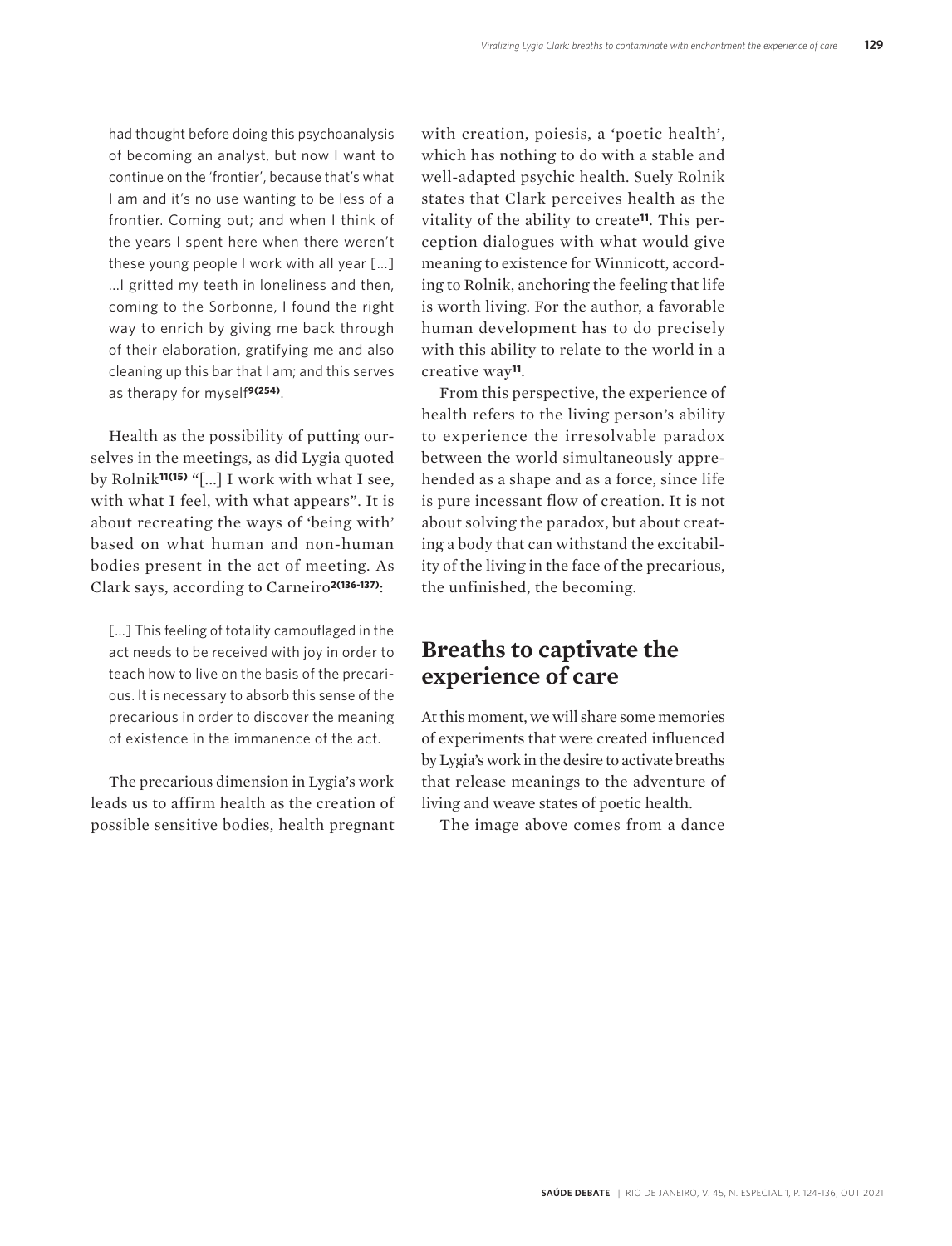> had thought before doing this psychoanalysis of becoming an analyst, but now I want to continue on the 'frontier', because that's what I am and it's no use wanting to be less of a frontier. Coming out; and when I think of the years I spent here when there weren't these young people I work with all year [...] ...I gritted my teeth in loneliness and then, coming to the Sorbonne, I found the right way to enrich by giving me back through of their elaboration, gratifying me and also cleaning up this bar that I am; and this serves as therapy for myself[9(254)].

Health as the possibility of putting ourselves in the meetings, as did Lygia quoted by Rolnik[11(15)] "[...] I work with what I see, with what I feel, with what appears". It is about recreating the ways of 'being with' based on what human and non-human bodies present in the act of meeting. As Clark says, according to Carneiro[2(136-137)]:

> [...] This feeling of totality camouflaged in the act needs to be received with joy in order to teach how to live on the basis of the precarious. It is necessary to absorb this sense of the precarious in order to discover the meaning of existence in the immanence of the act.

The precarious dimension in Lygia's work leads us to affirm health as the creation of possible sensitive bodies, health pregnant with creation, poiesis, a 'poetic health', which has nothing to do with a stable and well-adapted psychic health. Suely Rolnik states that Clark perceives health as the vitality of the ability to create[11]. This perception dialogues with what would give meaning to existence for Winnicott, according to Rolnik, anchoring the feeling that life is worth living. For the author, a favorable human development has to do precisely with this ability to relate to the world in a creative way[11].

From this perspective, the experience of health refers to the living person's ability to experience the irresolvable paradox between the world simultaneously apprehended as a shape and as a force, since life is pure incessant flow of creation. It is not about solving the paradox, but about creating a body that can withstand the excitability of the living in the face of the precarious, the unfinished, the becoming.

## Breaths to captivate the experience of care

At this moment, we will share some memories of experiments that were created influenced by Lygia's work in the desire to activate breaths that release meanings to the adventure of living and weave states of poetic health.

The image above comes from a dance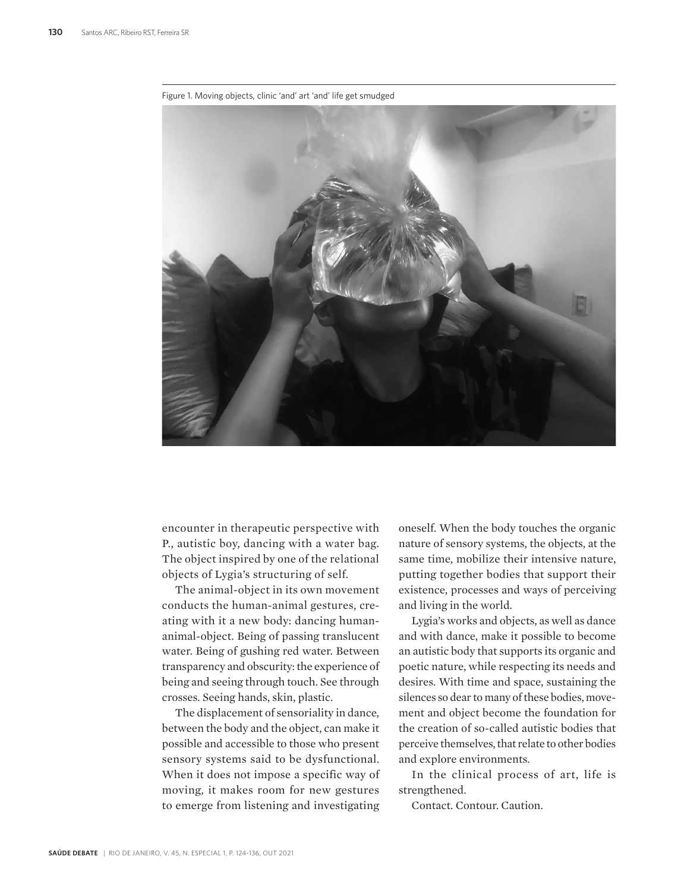Figure 1. Moving objects, clinic 'and' art 'and' life get smudged

encounter in therapeutic perspective with P., autistic boy, dancing with a water bag. The object inspired by one of the relational objects of Lygia's structuring of self.

The animal-object in its own movement conducts the human-animal gestures, creating with it a new body: dancing human-animal-object. Being of passing translucent water. Being of gushing red water. Between transparency and obscurity: the experience of being and seeing through touch. See through crosses. Seeing hands, skin, plastic.

The displacement of sensoriality in dance, between the body and the object, can make it possible and accessible to those who present sensory systems said to be dysfunctional. When it does not impose a specific way of moving, it makes room for new gestures to emerge from listening and investigating oneself. When the body touches the organic nature of sensory systems, the objects, at the same time, mobilize their intensive nature, putting together bodies that support their existence, processes and ways of perceiving and living in the world.

Lygia's works and objects, as well as dance and with dance, make it possible to become an autistic body that supports its organic and poetic nature, while respecting its needs and desires. With time and space, sustaining the silences so dear to many of these bodies, movement and object become the foundation for the creation of so-called autistic bodies that perceive themselves, that relate to other bodies and explore environments.

In the clinical process of art, life is strengthened.

Contact. Contour. Caution.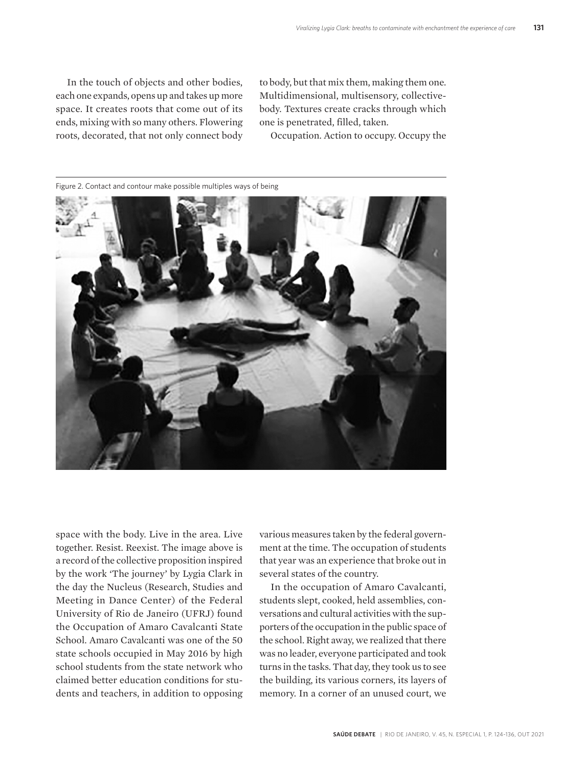In the touch of objects and other bodies, each one expands, opens up and takes up more space. It creates roots that come out of its ends, mixing with so many others. Flowering roots, decorated, that not only connect body to body, but that mix them, making them one. Multidimensional, multisensory, collective-body. Textures create cracks through which one is penetrated, filled, taken.

Occupation. Action to occupy. Occupy the space with the body. Live in the area. Live together. Resist. Reexist. The image above is a record of the collective proposition inspired by the work 'The journey' by Lygia Clark in the day the Nucleus (Research, Studies and Meeting in Dance Center) of the Federal University of Rio de Janeiro (UFRJ) found the Occupation of Amaro Cavalcanti State School. Amaro Cavalcanti was one of the 50 state schools occupied in May 2016 by high school students from the state network who claimed better education conditions for students and teachers, in addition to opposing various measures taken by the federal government at the time. The occupation of students that year was an experience that broke out in several states of the country.

Figure 2. Contact and contour make possible multiples ways of being

In the occupation of Amaro Cavalcanti, students slept, cooked, held assemblies, conversations and cultural activities with the supporters of the occupation in the public space of the school. Right away, we realized that there was no leader, everyone participated and took turns in the tasks. That day, they took us to see the building, its various corners, its layers of memory. In a corner of an unused court, we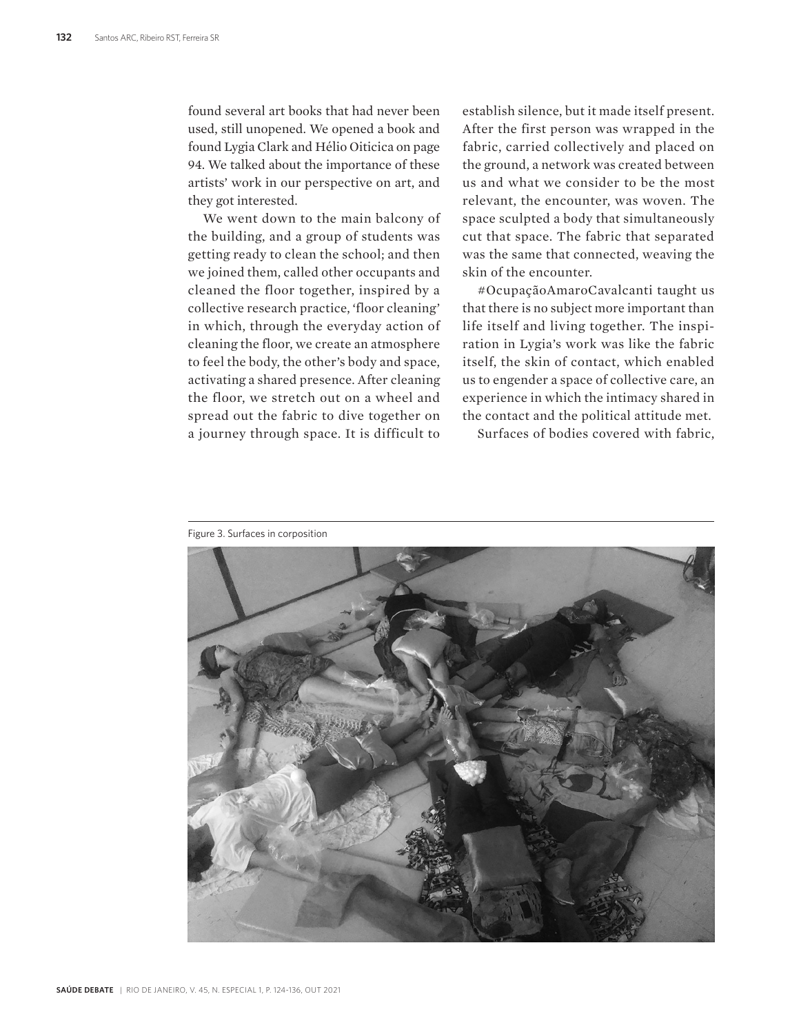found several art books that had never been used, still unopened. We opened a book and found Lygia Clark and Hélio Oiticica on page 94. We talked about the importance of these artists' work in our perspective on art, and they got interested.

We went down to the main balcony of the building, and a group of students was getting ready to clean the school; and then we joined them, called other occupants and cleaned the floor together, inspired by a collective research practice, 'floor cleaning' in which, through the everyday action of cleaning the floor, we create an atmosphere to feel the body, the other's body and space, activating a shared presence. After cleaning the floor, we stretch out on a wheel and spread out the fabric to dive together on a journey through space. It is difficult to establish silence, but it made itself present. After the first person was wrapped in the fabric, carried collectively and placed on the ground, a network was created between us and what we consider to be the most relevant, the encounter, was woven. The space sculpted a body that simultaneously cut that space. The fabric that separated was the same that connected, weaving the skin of the encounter.

#OcupaçãoAmaroCavalcanti taught us that there is no subject more important than life itself and living together. The inspiration in Lygia's work was like the fabric itself, the skin of contact, which enabled us to engender a space of collective care, an experience in which the intimacy shared in the contact and the political attitude met.

Surfaces of bodies covered with fabric,

Figure 3. Surfaces in corposition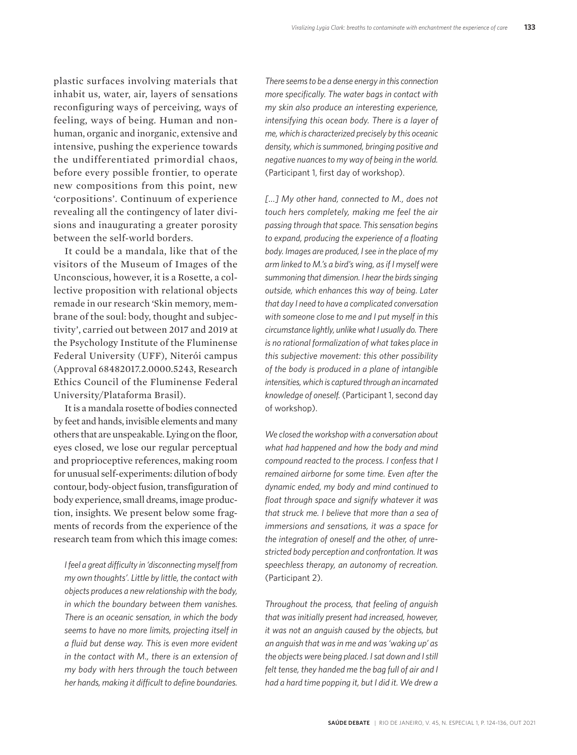plastic surfaces involving materials that inhabit us, water, air, layers of sensations reconfiguring ways of perceiving, ways of feeling, ways of being. Human and non-human, organic and inorganic, extensive and intensive, pushing the experience towards the undifferentiated primordial chaos, before every possible frontier, to operate new compositions from this point, new 'corpositions'. Continuum of experience revealing all the contingency of later divisions and inaugurating a greater porosity between the self-world borders.

It could be a mandala, like that of the visitors of the Museum of Images of the Unconscious, however, it is a Rosette, a collective proposition with relational objects remade in our research 'Skin memory, membrane of the soul: body, thought and subjectivity', carried out between 2017 and 2019 at the Psychology Institute of the Fluminense Federal University (UFF), Niterói campus (Approval 68482017.2.0000.5243, Research Ethics Council of the Fluminense Federal University/Plataforma Brasil).

It is a mandala rosette of bodies connected by feet and hands, invisible elements and many others that are unspeakable. Lying on the floor, eyes closed, we lose our regular perceptual and proprioceptive references, making room for unusual self-experiments: dilution of body contour, body-object fusion, transfiguration of body experience, small dreams, image production, insights. We present below some fragments of records from the experience of the research team from which this image comes:

> *I feel a great difficulty in 'disconnecting myself from my own thoughts'. Little by little, the contact with objects produces a new relationship with the body, in which the boundary between them vanishes. There is an oceanic sensation, in which the body seems to have no more limits, projecting itself in a fluid but dense way. This is even more evident in the contact with M., there is an extension of my body with hers through the touch between her hands, making it difficult to define boundaries. There seems to be a dense energy in this connection more specifically. The water bags in contact with my skin also produce an interesting experience, intensifying this ocean body. There is a layer of me, which is characterized precisely by this oceanic density, which is summoned, bringing positive and negative nuances to my way of being in the world.* (Participant 1, first day of workshop).

> *[...] My other hand, connected to M., does not touch hers completely, making me feel the air passing through that space. This sensation begins to expand, producing the experience of a floating body. Images are produced, I see in the place of my arm linked to M.'s a bird's wing, as if I myself were summoning that dimension. I hear the birds singing outside, which enhances this way of being. Later that day I need to have a complicated conversation with someone close to me and I put myself in this circumstance lightly, unlike what I usually do. There is no rational formalization of what takes place in this subjective movement: this other possibility of the body is produced in a plane of intangible intensities, which is captured through an incarnated knowledge of oneself.* (Participant 1, second day of workshop).

> *We closed the workshop with a conversation about what had happened and how the body and mind compound reacted to the process. I confess that I remained airborne for some time. Even after the dynamic ended, my body and mind continued to float through space and signify whatever it was that struck me. I believe that more than a sea of immersions and sensations, it was a space for the integration of oneself and the other, of unrestricted body perception and confrontation. It was speechless therapy, an autonomy of recreation.* (Participant 2).

> *Throughout the process, that feeling of anguish that was initially present had increased, however, it was not an anguish caused by the objects, but an anguish that was in me and was 'waking up' as the objects were being placed. I sat down and I still felt tense, they handed me the bag full of air and I had a hard time popping it, but I did it. We drew a*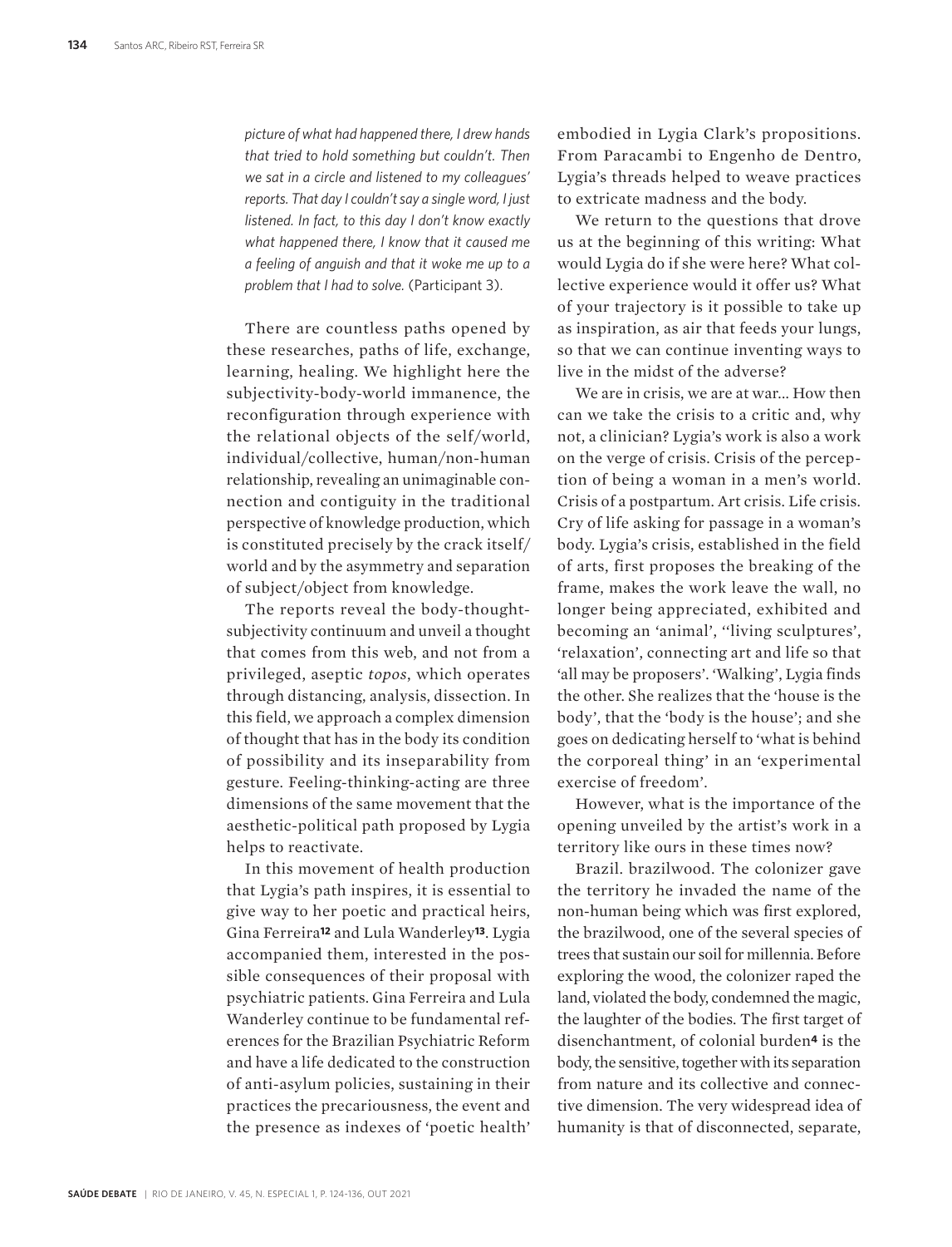*picture of what had happened there, I drew hands that tried to hold something but couldn't. Then we sat in a circle and listened to my colleagues' reports. That day I couldn't say a single word, I just listened. In fact, to this day I don't know exactly what happened there, I know that it caused me a feeling of anguish and that it woke me up to a problem that I had to solve.* (Participant 3).

There are countless paths opened by these researches, paths of life, exchange, learning, healing. We highlight here the subjectivity-body-world immanence, the reconfiguration through experience with the relational objects of the self/world, individual/collective, human/non-human relationship, revealing an unimaginable connection and contiguity in the traditional perspective of knowledge production, which is constituted precisely by the crack itself/world and by the asymmetry and separation of subject/object from knowledge.

The reports reveal the body-thought-subjectivity continuum and unveil a thought that comes from this web, and not from a privileged, aseptic *topos*, which operates through distancing, analysis, dissection. In this field, we approach a complex dimension of thought that has in the body its condition of possibility and its inseparability from gesture. Feeling-thinking-acting are three dimensions of the same movement that the aesthetic-political path proposed by Lygia helps to reactivate.

In this movement of health production that Lygia's path inspires, it is essential to give way to her poetic and practical heirs, Gina Ferreira[12] and Lula Wanderley[13]. Lygia accompanied them, interested in the possible consequences of their proposal with psychiatric patients. Gina Ferreira and Lula Wanderley continue to be fundamental references for the Brazilian Psychiatric Reform and have a life dedicated to the construction of anti-asylum policies, sustaining in their practices the precariousness, the event and the presence as indexes of 'poetic health' embodied in Lygia Clark's propositions. From Paracambi to Engenho de Dentro, Lygia's threads helped to weave practices to extricate madness and the body.

We return to the questions that drove us at the beginning of this writing: What would Lygia do if she were here? What collective experience would it offer us? What of your trajectory is it possible to take up as inspiration, as air that feeds your lungs, so that we can continue inventing ways to live in the midst of the adverse?

We are in crisis, we are at war... How then can we take the crisis to a critic and, why not, a clinician? Lygia's work is also a work on the verge of crisis. Crisis of the perception of being a woman in a men's world. Crisis of a postpartum. Art crisis. Life crisis. Cry of life asking for passage in a woman's body. Lygia's crisis, established in the field of arts, first proposes the breaking of the frame, makes the work leave the wall, no longer being appreciated, exhibited and becoming an 'animal', ''living sculptures', 'relaxation', connecting art and life so that 'all may be proposers'. 'Walking', Lygia finds the other. She realizes that the 'house is the body', that the 'body is the house'; and she goes on dedicating herself to 'what is behind the corporeal thing' in an 'experimental exercise of freedom'.

However, what is the importance of the opening unveiled by the artist's work in a territory like ours in these times now?

Brazil. brazilwood. The colonizer gave the territory he invaded the name of the non-human being which was first explored, the brazilwood, one of the several species of trees that sustain our soil for millennia. Before exploring the wood, the colonizer raped the land, violated the body, condemned the magic, the laughter of the bodies. The first target of disenchantment, of colonial burden[4] is the body, the sensitive, together with its separation from nature and its collective and connective dimension. The very widespread idea of humanity is that of disconnected, separate,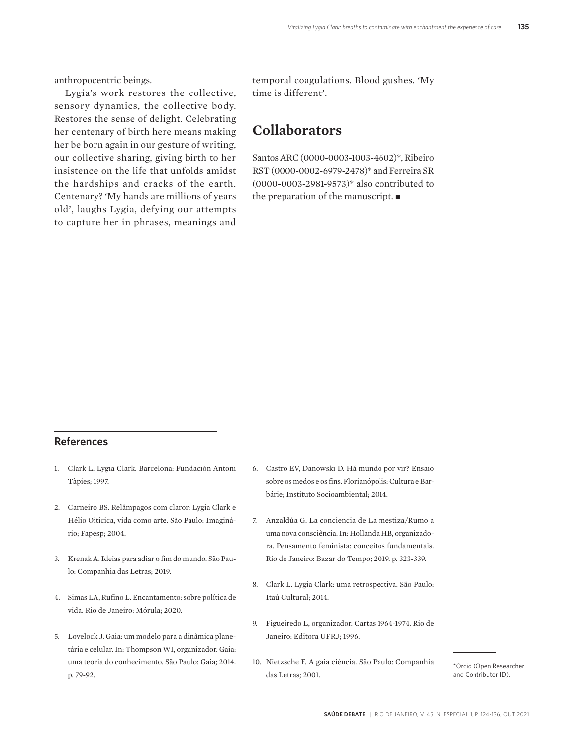anthropocentric beings.

Lygia's work restores the collective, sensory dynamics, the collective body. Restores the sense of delight. Celebrating her centenary of birth here means making her be born again in our gesture of writing, our collective sharing, giving birth to her insistence on the life that unfolds amidst the hardships and cracks of the earth. Centenary? 'My hands are millions of years old', laughs Lygia, defying our attempts to capture her in phrases, meanings and temporal coagulations. Blood gushes. 'My time is different'.

## Collaborators

Santos ARC (0000-0003-1003-4602)*, Ribeiro RST (0000-0002-6979-2478)* and Ferreira SR (0000-0003-2981-9573)* also contributed to the preparation of the manuscript. ■

## References

1. Clark L. Lygia Clark. Barcelona: Fundación Antoni Tàpies; 1997.
2. Carneiro BS. Relâmpagos com claror: Lygia Clark e Hélio Oiticica, vida como arte. São Paulo: Imaginário; Fapesp; 2004.
3. Krenak A. Ideias para adiar o fim do mundo. São Paulo: Companhia das Letras; 2019.
4. Simas LA, Rufino L. Encantamento: sobre política de vida. Rio de Janeiro: Mórula; 2020.
5. Lovelock J. Gaia: um modelo para a dinâmica planetária e celular. In: Thompson WI, organizador. Gaia: uma teoria do conhecimento. São Paulo: Gaia; 2014. p. 79-92.
6. Castro EV, Danowski D. Há mundo por vir? Ensaio sobre os medos e os fins. Florianópolis: Cultura e Barbárie; Instituto Socioambiental; 2014.
7. Anzaldúa G. La conciencia de La mestiza/Rumo a uma nova consciência. In: Hollanda HB, organizadora. Pensamento feminista: conceitos fundamentais. Rio de Janeiro: Bazar do Tempo; 2019. p. 323-339.
8. Clark L. Lygia Clark: uma retrospectiva. São Paulo: Itaú Cultural; 2014.
9. Figueiredo L, organizador. Cartas 1964-1974. Rio de Janeiro: Editora UFRJ; 1996.
10. Nietzsche F. A gaia ciência. São Paulo: Companhia das Letras; 2001.

*Orcid (Open Researcher and Contributor ID).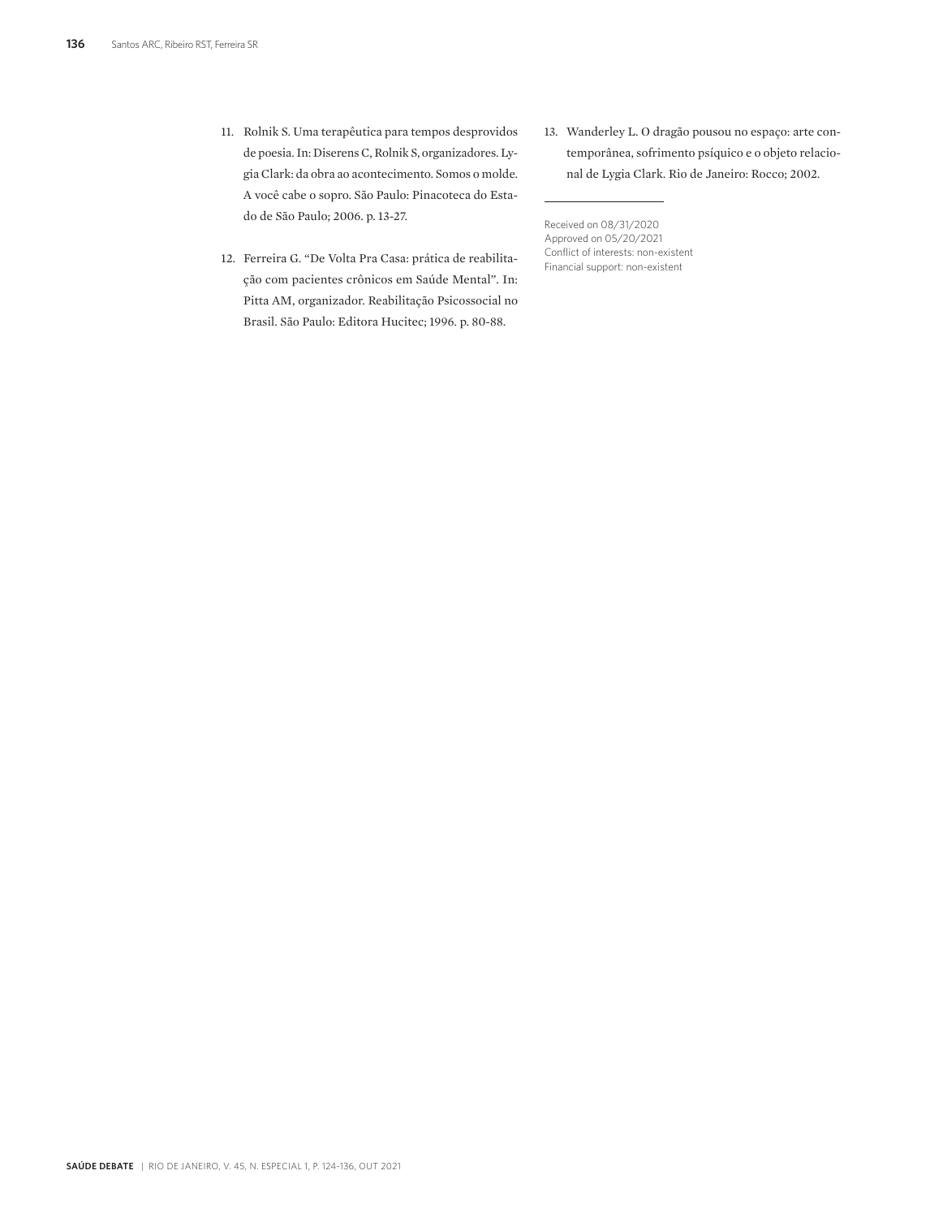11. Rolnik S. Uma terapêutica para tempos desprovidos de poesia. In: Diserens C, Rolnik S, organizadores. Lygia Clark: da obra ao acontecimento. Somos o molde. A você cabe o sopro. São Paulo: Pinacoteca do Estado de São Paulo; 2006. p. 13-27.

12. Ferreira G. "De Volta Pra Casa: prática de reabilitação com pacientes crônicos em Saúde Mental". In: Pitta AM, organizador. Reabilitação Psicossocial no Brasil. São Paulo: Editora Hucitec; 1996. p. 80-88.

13. Wanderley L. O dragão pousou no espaço: arte contemporânea, sofrimento psíquico e o objeto relacional de Lygia Clark. Rio de Janeiro: Rocco; 2002.

---

Received on 08/31/2020
Approved on 05/20/2021
Conflict of interests: non-existent
Financial support: non-existent